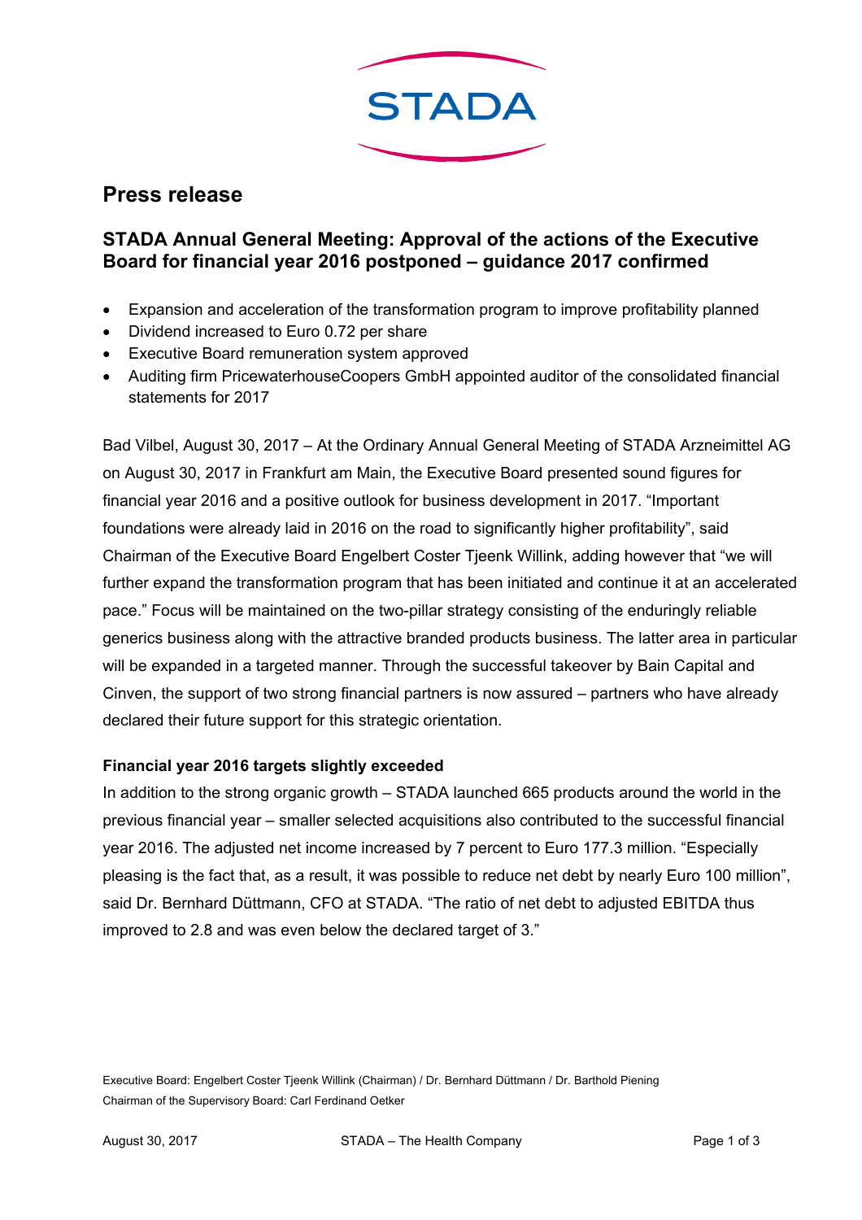STADA

# Press release

## STADA Annual General Meeting: Approval of the actions of the Executive Board for financial year 2016 postponed – guidance 2017 confirmed

- Expansion and acceleration of the transformation program to improve profitability planned
- Dividend increased to Euro 0.72 per share
- Executive Board remuneration system approved
- Auditing firm PricewaterhouseCoopers GmbH appointed auditor of the consolidated financial statements for 2017

Bad Vilbel, August 30, 2017 – At the Ordinary Annual General Meeting of STADA Arzneimittel AG on August 30, 2017 in Frankfurt am Main, the Executive Board presented sound figures for financial year 2016 and a positive outlook for business development in 2017. “Important foundations were already laid in 2016 on the road to significantly higher profitability”, said Chairman of the Executive Board Engelbert Coster Tjeenk Willink, adding however that “we will further expand the transformation program that has been initiated and continue it at an accelerated pace.” Focus will be maintained on the two-pillar strategy consisting of the enduringly reliable generics business along with the attractive branded products business. The latter area in particular will be expanded in a targeted manner. Through the successful takeover by Bain Capital and Cinven, the support of two strong financial partners is now assured – partners who have already declared their future support for this strategic orientation.

**Financial year 2016 targets slightly exceeded**

In addition to the strong organic growth – STADA launched 665 products around the world in the previous financial year – smaller selected acquisitions also contributed to the successful financial year 2016. The adjusted net income increased by 7 percent to Euro 177.3 million. “Especially pleasing is the fact that, as a result, it was possible to reduce net debt by nearly Euro 100 million”, said Dr. Bernhard Düttmann, CFO at STADA. “The ratio of net debt to adjusted EBITDA thus improved to 2.8 and was even below the declared target of 3.”

Executive Board: Engelbert Coster Tjeenk Willink (Chairman) / Dr. Bernhard Düttmann / Dr. Barthold Piening
Chairman of the Supervisory Board: Carl Ferdinand Oetker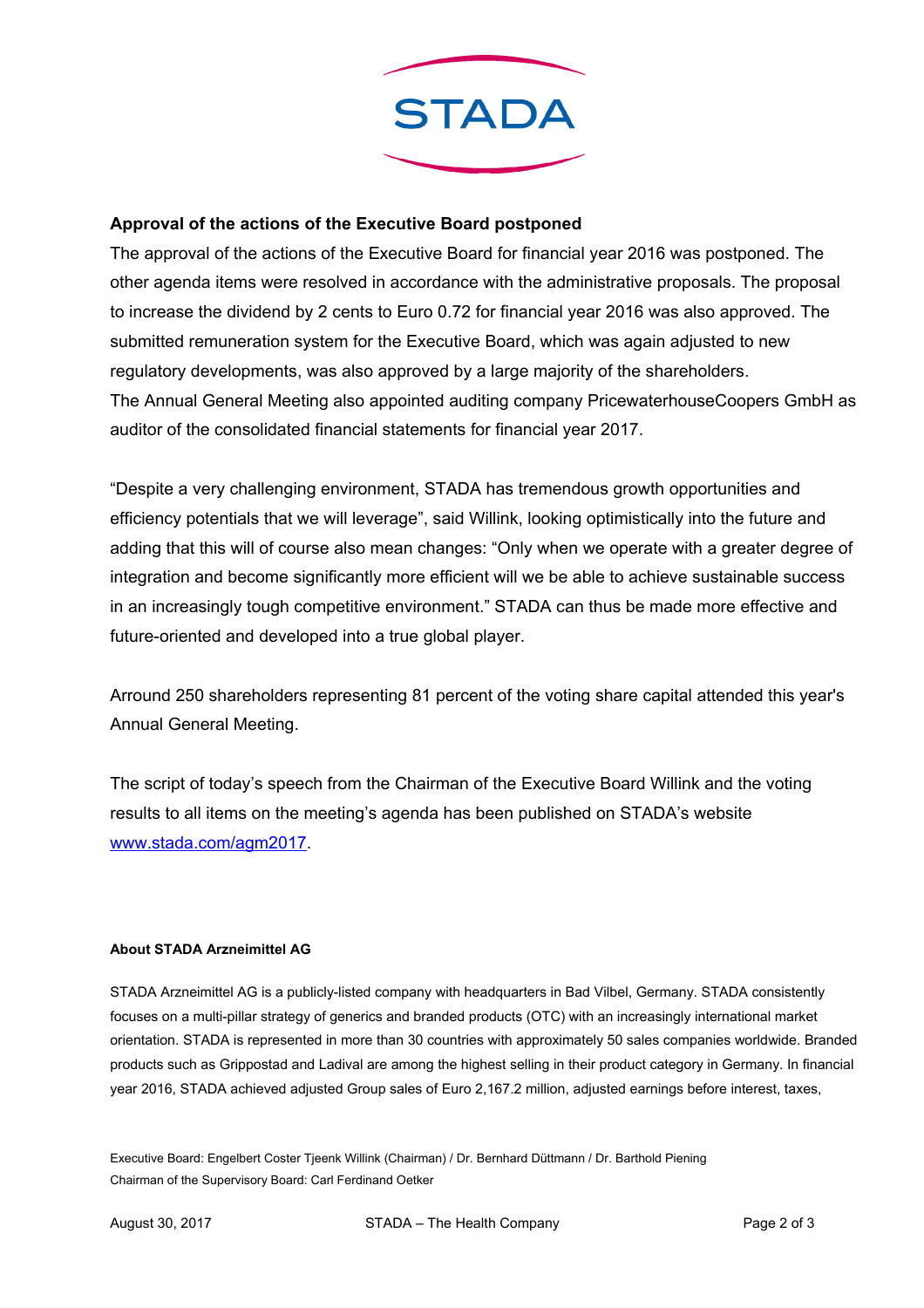**Approval of the actions of the Executive Board postponed**

The approval of the actions of the Executive Board for financial year 2016 was postponed. The other agenda items were resolved in accordance with the administrative proposals. The proposal to increase the dividend by 2 cents to Euro 0.72 for financial year 2016 was also approved. The submitted remuneration system for the Executive Board, which was again adjusted to new regulatory developments, was also approved by a large majority of the shareholders.
The Annual General Meeting also appointed auditing company PricewaterhouseCoopers GmbH as auditor of the consolidated financial statements for financial year 2017.

“Despite a very challenging environment, STADA has tremendous growth opportunities and efficiency potentials that we will leverage”, said Willink, looking optimistically into the future and adding that this will of course also mean changes: “Only when we operate with a greater degree of integration and become significantly more efficient will we be able to achieve sustainable success in an increasingly tough competitive environment.” STADA can thus be made more effective and future-oriented and developed into a true global player.

Arround 250 shareholders representing 81 percent of the voting share capital attended this year's Annual General Meeting.

The script of today’s speech from the Chairman of the Executive Board Willink and the voting results to all items on the meeting’s agenda has been published on STADA’s website [www.stada.com/agm2017](www.stada.com/agm2017).

**About STADA Arzneimittel AG**

STADA Arzneimittel AG is a publicly-listed company with headquarters in Bad Vilbel, Germany. STADA consistently focuses on a multi-pillar strategy of generics and branded products (OTC) with an increasingly international market orientation. STADA is represented in more than 30 countries with approximately 50 sales companies worldwide. Branded products such as Grippostad and Ladival are among the highest selling in their product category in Germany. In financial year 2016, STADA achieved adjusted Group sales of Euro 2,167.2 million, adjusted earnings before interest, taxes,

Executive Board: Engelbert Coster Tjeenk Willink (Chairman) / Dr. Bernhard Düttmann / Dr. Barthold Piening
Chairman of the Supervisory Board: Carl Ferdinand Oetker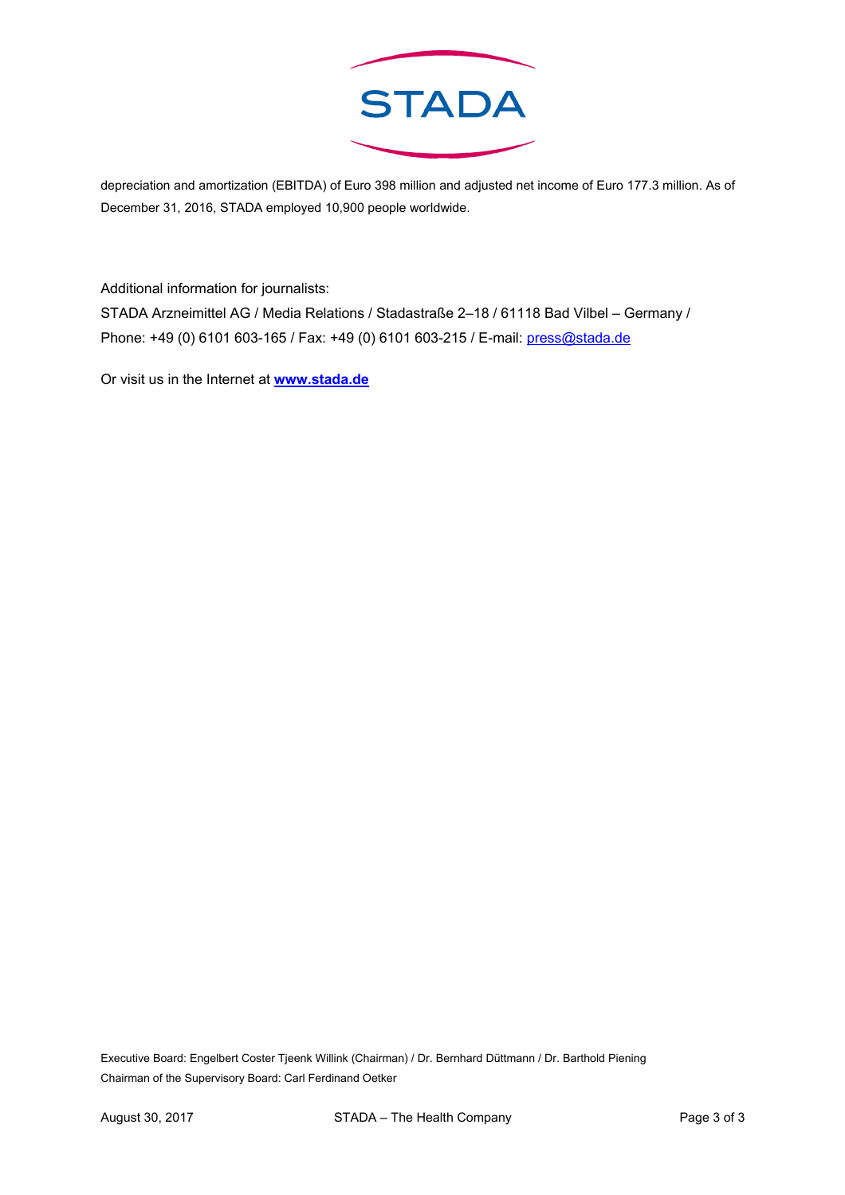depreciation and amortization (EBITDA) of Euro 398 million and adjusted net income of Euro 177.3 million. As of December 31, 2016, STADA employed 10,900 people worldwide.

Additional information for journalists:
STADA Arzneimittel AG / Media Relations / Stadastraße 2–18 / 61118 Bad Vilbel – Germany /
Phone: +49 (0) 6101 603-165 / Fax: +49 (0) 6101 603-215 / E-mail: press@stada.de

Or visit us in the Internet at **www.stada.de**

Executive Board: Engelbert Coster Tjeenk Willink (Chairman) / Dr. Bernhard Düttmann / Dr. Barthold Piening
Chairman of the Supervisory Board: Carl Ferdinand Oetker